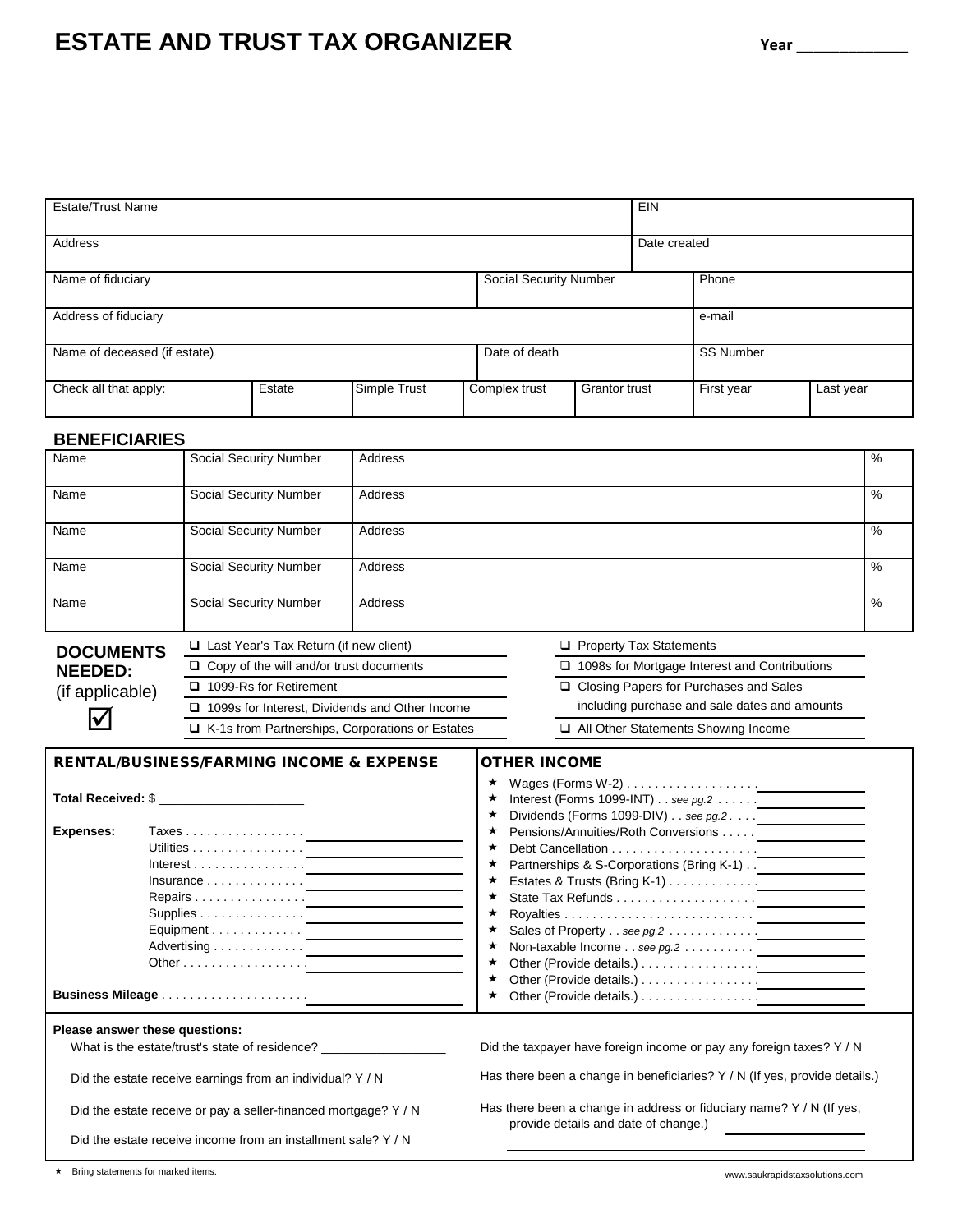# ESTATE AND TRUST TAX ORGANIZER

**Year ____________**

| Estate/Trust Name | | | | | EIN | |
|---|---|---|---|---|---|---|
| Address | | | | | Date created | |
| Name of fiduciary | | | Social Security Number | | Phone | |
| Address of fiduciary | | | | | e-mail | |
| Name of deceased (if estate) | | | Date of death | | SS Number | |
| Check all that apply: | Estate | Simple Trust | Complex trust | Grantor trust | First year | Last year |

## BENEFICIARIES

| Name | Social Security Number | Address | % |
|---|---|---|---|
| Name | Social Security Number | Address | % |
| Name | Social Security Number | Address | % |
| Name | Social Security Number | Address | % |
| Name | Social Security Number | Address | % |
| Name | Social Security Number | Address | % |

**DOCUMENTS NEEDED:** (if applicable) ☑

- ❑ Last Year's Tax Return (if new client)
- ❑ Copy of the will and/or trust documents
- ❑ 1099-Rs for Retirement
- ❑ 1099s for Interest, Dividends and Other Income
- ❑ K-1s from Partnerships, Corporations or Estates
- ❑ Property Tax Statements
- ❑ 1098s for Mortgage Interest and Contributions
- ❑ Closing Papers for Purchases and Sales including purchase and sale dates and amounts
- ❑ All Other Statements Showing Income

### RENTAL/BUSINESS/FARMING INCOME & EXPENSE

**Total Received:** $ ____________________

**Expenses:**

- Taxes . . . . . . . . . . . . . . . . . ____________________
- Utilities . . . . . . . . . . . . . . . . ____________________
- Interest . . . . . . . . . . . . . . . . ____________________
- Insurance . . . . . . . . . . . . . . ____________________
- Repairs . . . . . . . . . . . . . . . . ____________________
- Supplies . . . . . . . . . . . . . . . ____________________
- Equipment . . . . . . . . . . . . . ____________________
- Advertising . . . . . . . . . . . . . ____________________
- Other . . . . . . . . . . . . . . . . . ____________________

**Business Mileage** . . . . . . . . . . . . . . . . . . . . ____________________

### OTHER INCOME

- ★ Wages (Forms W-2) . . . . . . . . . . . . . . . . . . ____________
- ★ Interest (Forms 1099-INT) . . *see pg.2* . . . . . . ____________
- ★ Dividends (Forms 1099-DIV) . . *see pg.2* . . . . ____________
- ★ Pensions/Annuities/Roth Conversions . . . . . ____________
- ★ Debt Cancellation . . . . . . . . . . . . . . . . . . . . . ____________
- ★ Partnerships & S-Corporations (Bring K-1) . . ____________
- ★ Estates & Trusts (Bring K-1) . . . . . . . . . . . . ____________
- ★ State Tax Refunds . . . . . . . . . . . . . . . . . . . ____________
- ★ Royalties . . . . . . . . . . . . . . . . . . . . . . . . . . ____________
- ★ Sales of Property . . *see pg.2* . . . . . . . . . . . . ____________
- ★ Non-taxable Income . . *see pg.2* . . . . . . . . . . ____________
- ★ Other (Provide details.) . . . . . . . . . . . . . . . . ____________
- ★ Other (Provide details.) . . . . . . . . . . . . . . . . ____________
- ★ Other (Provide details.) . . . . . . . . . . . . . . . . ____________

**Please answer these questions:**

- What is the estate/trust's state of residence? _________________
- Did the estate receive earnings from an individual? Y / N
- Did the estate receive or pay a seller-financed mortgage? Y / N
- Did the estate receive income from an installment sale? Y / N
- Did the taxpayer have foreign income or pay any foreign taxes? Y / N
- Has there been a change in beneficiaries? Y / N (If yes, provide details.)
- Has there been a change in address or fiduciary name? Y / N (If yes, provide details and date of change.) ____________

★ Bring statements for marked items.

www.saukrapidstaxsolutions.com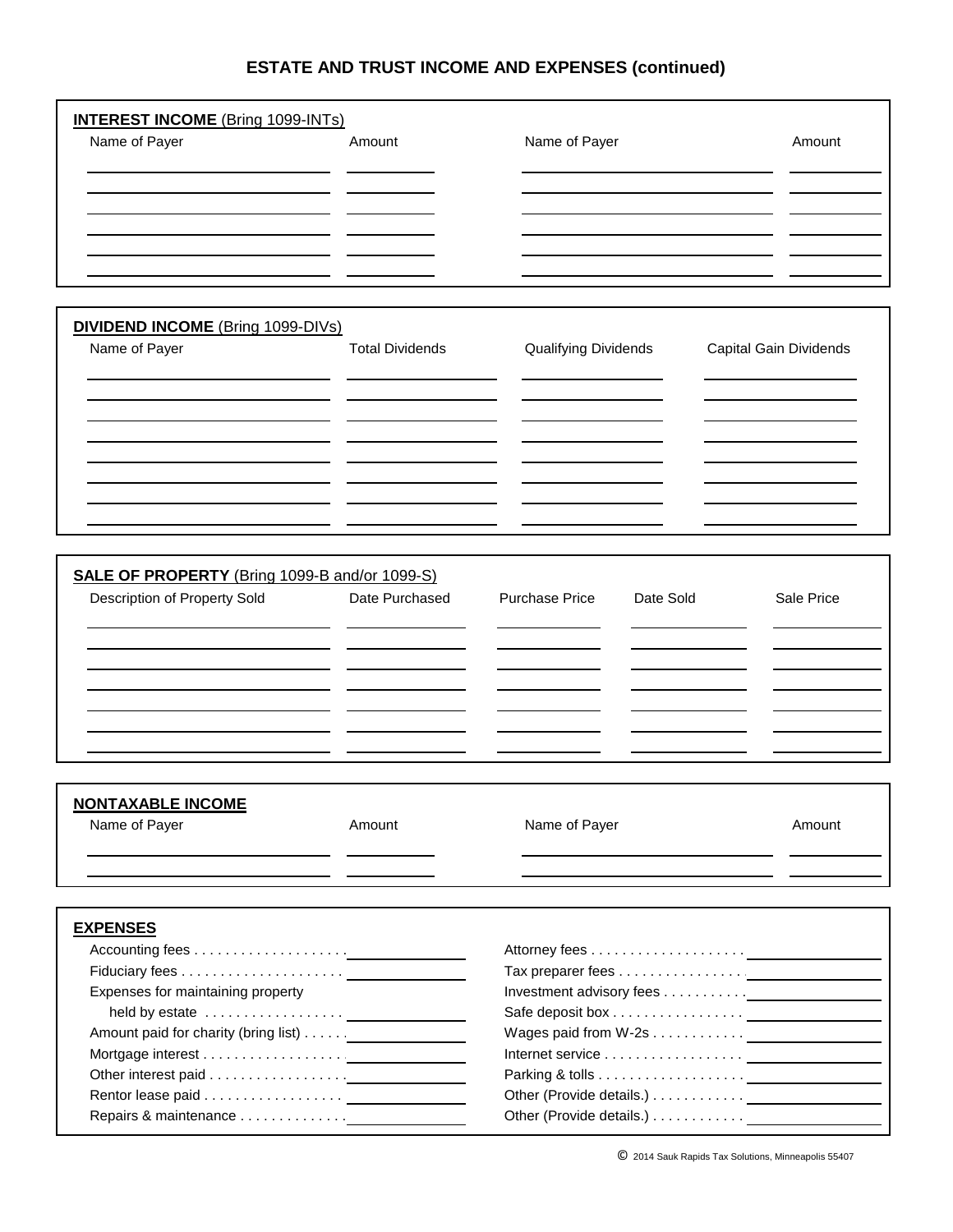## ESTATE AND TRUST INCOME AND EXPENSES (continued)

**INTEREST INCOME** (Bring 1099-INTs)

| Name of Payer | Amount | Name of Payer | Amount |
|---|---|---|---|
| | | | |
| | | | |
| | | | |
| | | | |
| | | | |
| | | | |

**DIVIDEND INCOME** (Bring 1099-DIVs)

| Name of Payer | Total Dividends | Qualifying Dividends | Capital Gain Dividends |
|---|---|---|---|
| | | | |
| | | | |
| | | | |
| | | | |
| | | | |
| | | | |
| | | | |

**SALE OF PROPERTY** (Bring 1099-B and/or 1099-S)

| Description of Property Sold | Date Purchased | Purchase Price | Date Sold | Sale Price |
|---|---|---|---|---|
| | | | | |
| | | | | |
| | | | | |
| | | | | |
| | | | | |
| | | | | |
| | | | | |

**NONTAXABLE INCOME**

| Name of Payer | Amount | Name of Payer | Amount |
|---|---|---|---|
| | | | |
| | | | |

**EXPENSES**

| | | | |
|---|---|---|---|
| Accounting fees | | Attorney fees | |
| Fiduciary fees | | Tax preparer fees | |
| Expenses for maintaining property held by estate | | Investment advisory fees | |
| | | Safe deposit box | |
| Amount paid for charity (bring list) | | Wages paid from W-2s | |
| Mortgage interest | | Internet service | |
| Other interest paid | | Parking & tolls | |
| Rentor lease paid | | Other (Provide details.) | |
| Repairs & maintenance | | Other (Provide details.) | |

© 2014 Sauk Rapids Tax Solutions, Minneapolis 55407